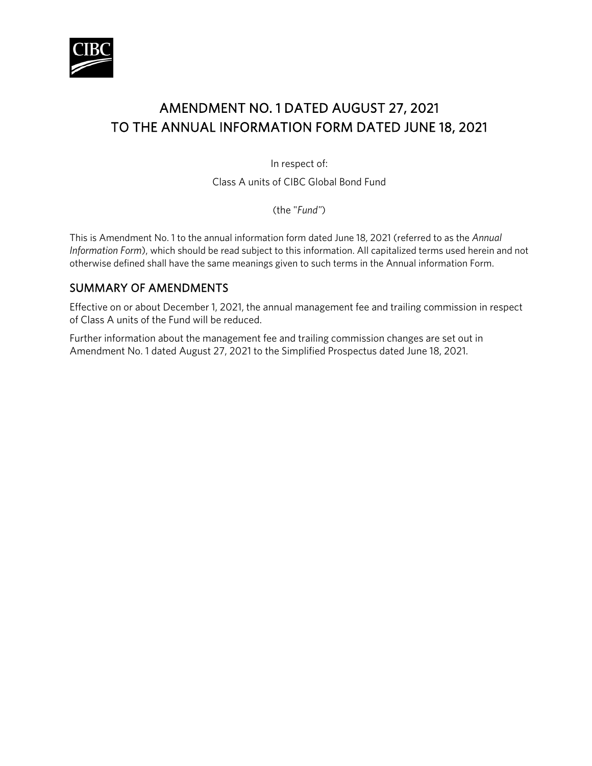# AMENDMENT NO. 1 DATED AUGUST 27, 2021 TO THE ANNUAL INFORMATION FORM DATED JUNE 18, 2021

In respect of:

Class A units of CIBC Global Bond Fund

(the "*Fund*")

This is Amendment No. 1 to the annual information form dated June 18, 2021 (referred to as the *Annual Information Form*), which should be read subject to this information. All capitalized terms used herein and not otherwise defined shall have the same meanings given to such terms in the Annual information Form.

## SUMMARY OF AMENDMENTS

Effective on or about December 1, 2021, the annual management fee and trailing commission in respect of Class A units of the Fund will be reduced.

Further information about the management fee and trailing commission changes are set out in Amendment No. 1 dated August 27, 2021 to the Simplified Prospectus dated June 18, 2021.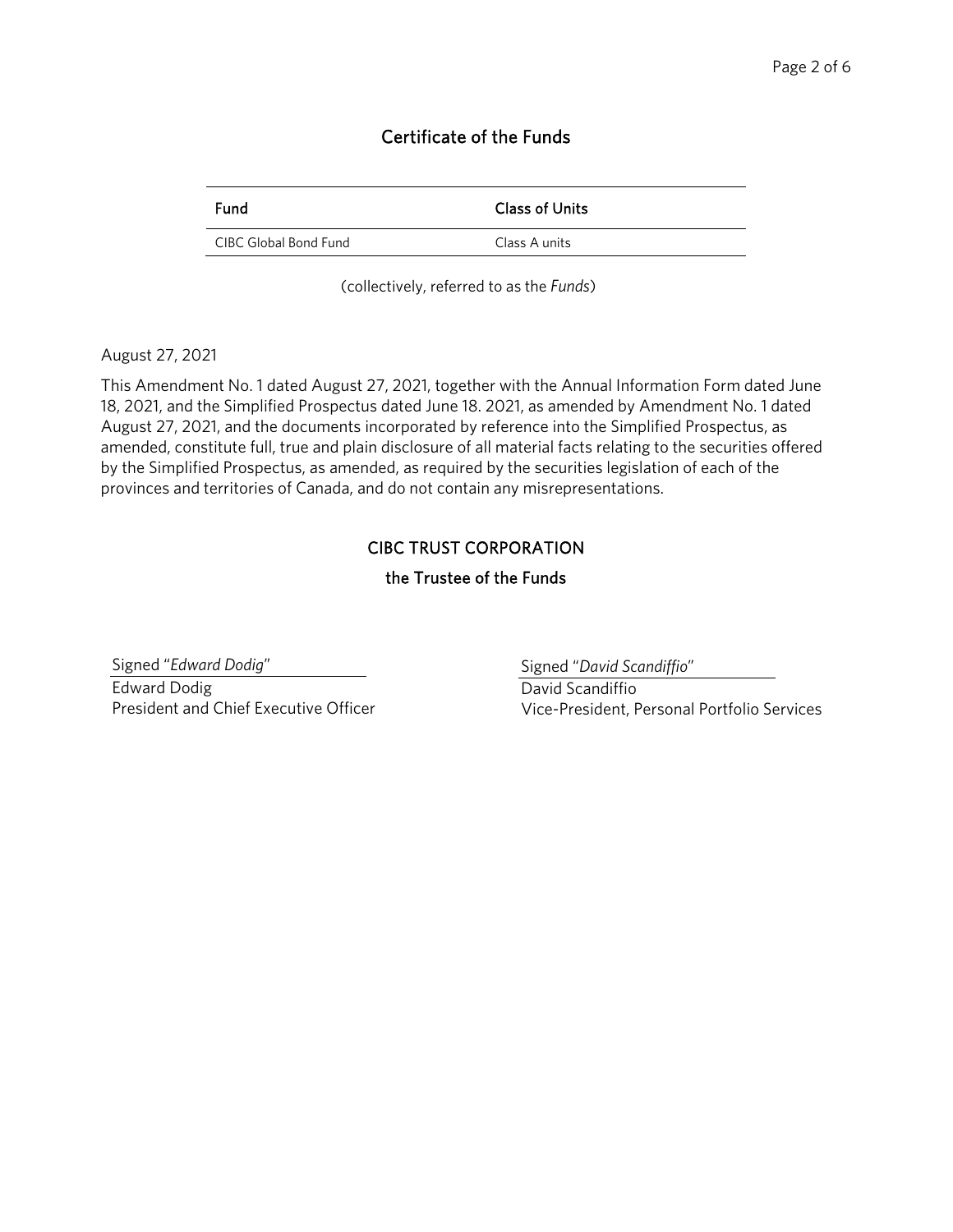## Certificate of the Funds

| Fund | Class of Units |
| --- | --- |
| CIBC Global Bond Fund | Class A units |

(collectively, referred to as the *Funds*)

August 27, 2021

This Amendment No. 1 dated August 27, 2021, together with the Annual Information Form dated June 18, 2021, and the Simplified Prospectus dated June 18. 2021, as amended by Amendment No. 1 dated August 27, 2021, and the documents incorporated by reference into the Simplified Prospectus, as amended, constitute full, true and plain disclosure of all material facts relating to the securities offered by the Simplified Prospectus, as amended, as required by the securities legislation of each of the provinces and territories of Canada, and do not contain any misrepresentations.

### CIBC TRUST CORPORATION
### the Trustee of the Funds

Signed "*Edward Dodig*"
Edward Dodig
President and Chief Executive Officer

Signed "*David Scandiffio*"
David Scandiffio
Vice-President, Personal Portfolio Services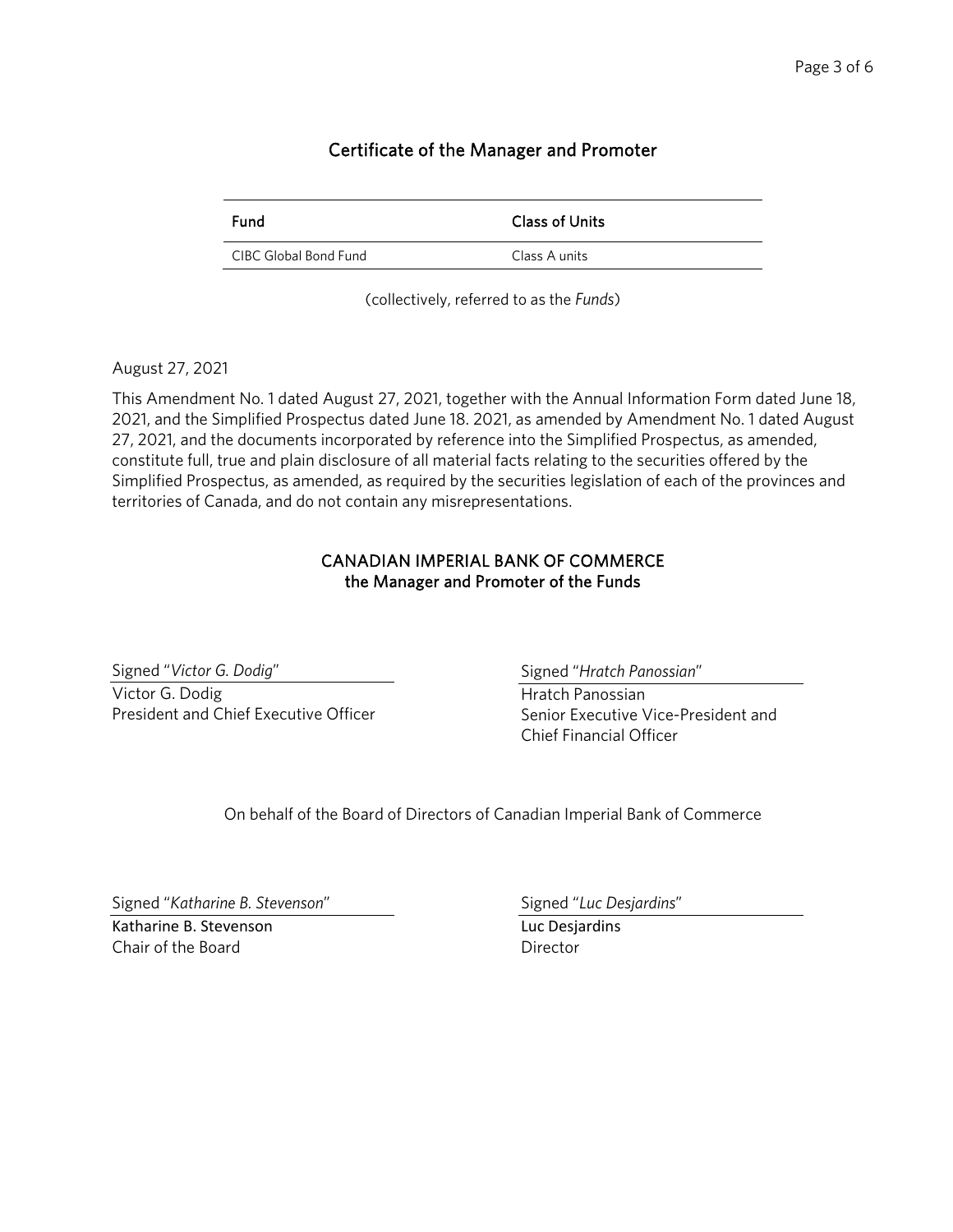## Certificate of the Manager and Promoter

| Fund | Class of Units |
| --- | --- |
| CIBC Global Bond Fund | Class A units |

(collectively, referred to as the *Funds*)

August 27, 2021

This Amendment No. 1 dated August 27, 2021, together with the Annual Information Form dated June 18, 2021, and the Simplified Prospectus dated June 18. 2021, as amended by Amendment No. 1 dated August 27, 2021, and the documents incorporated by reference into the Simplified Prospectus, as amended, constitute full, true and plain disclosure of all material facts relating to the securities offered by the Simplified Prospectus, as amended, as required by the securities legislation of each of the provinces and territories of Canada, and do not contain any misrepresentations.

**CANADIAN IMPERIAL BANK OF COMMERCE**
**the Manager and Promoter of the Funds**

Signed "*Victor G. Dodig*"
Victor G. Dodig
President and Chief Executive Officer

Signed "*Hratch Panossian*"
Hratch Panossian
Senior Executive Vice-President and Chief Financial Officer

On behalf of the Board of Directors of Canadian Imperial Bank of Commerce

Signed "*Katharine B. Stevenson*"
Katharine B. Stevenson
Chair of the Board

Signed "*Luc Desjardins*"
Luc Desjardins
Director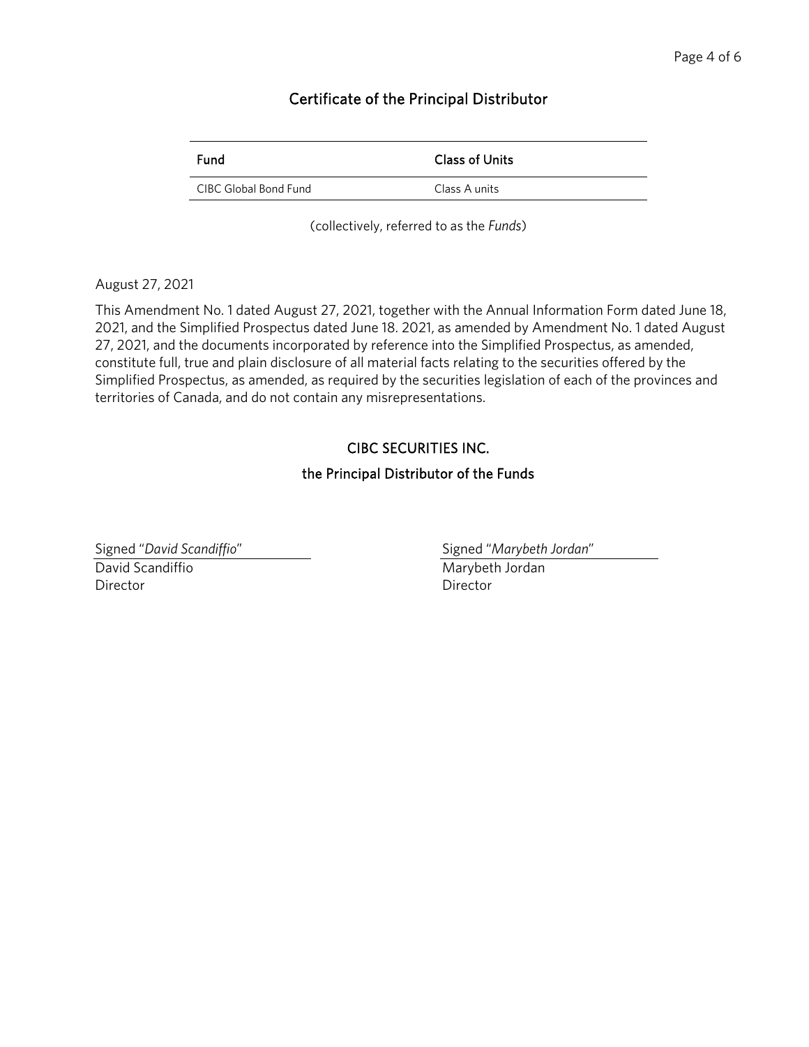## Certificate of the Principal Distributor

| Fund | Class of Units |
|---|---|
| CIBC Global Bond Fund | Class A units |

(collectively, referred to as the *Funds*)

August 27, 2021

This Amendment No. 1 dated August 27, 2021, together with the Annual Information Form dated June 18, 2021, and the Simplified Prospectus dated June 18. 2021, as amended by Amendment No. 1 dated August 27, 2021, and the documents incorporated by reference into the Simplified Prospectus, as amended, constitute full, true and plain disclosure of all material facts relating to the securities offered by the Simplified Prospectus, as amended, as required by the securities legislation of each of the provinces and territories of Canada, and do not contain any misrepresentations.

**CIBC SECURITIES INC.**

**the Principal Distributor of the Funds**

Signed "*David Scandiffio*"
David Scandiffio
Director

Signed "*Marybeth Jordan*"
Marybeth Jordan
Director